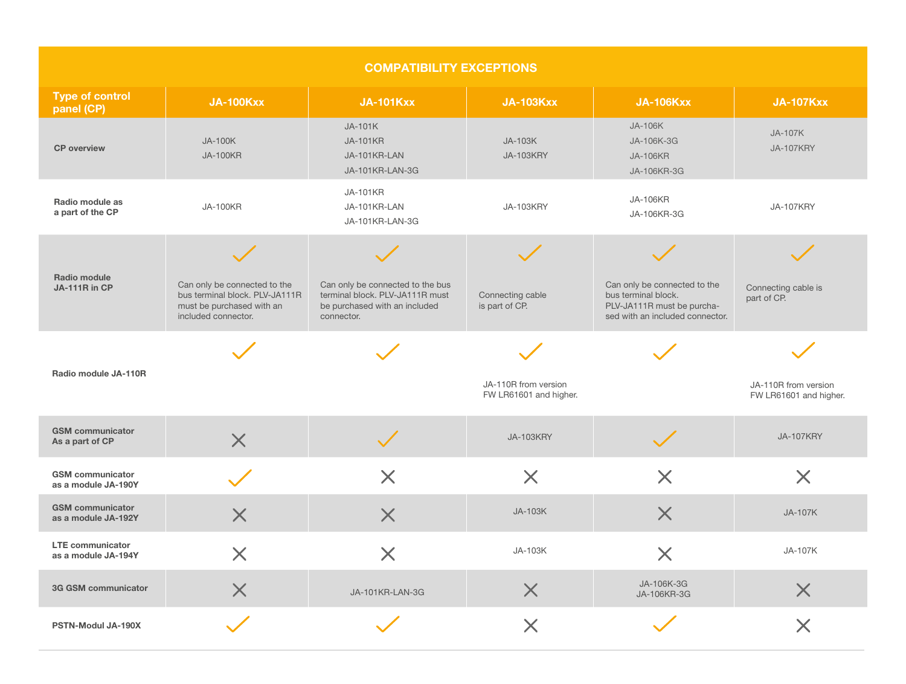## COMPATIBILITY EXCEPTIONS

| Type of control panel (CP) | JA-100Kxx | JA-101Kxx | JA-103Kxx | JA-106Kxx | JA-107Kxx |
|---|---|---|---|---|---|
| **CP overview** | JA-100K<br>JA-100KR | JA-101K<br>JA-101KR<br>JA-101KR-LAN<br>JA-101KR-LAN-3G | JA-103K<br>JA-103KRY | JA-106K<br>JA-106K-3G<br>JA-106KR<br>JA-106KR-3G | JA-107K<br>JA-107KRY |
| **Radio module as a part of the CP** | JA-100KR | JA-101KR<br>JA-101KR-LAN<br>JA-101KR-LAN-3G | JA-103KRY | JA-106KR<br>JA-106KR-3G | JA-107KRY |
| **Radio module JA-111R in CP** | ✓<br>Can only be connected to the bus terminal block. PLV-JA111R must be purchased with an included connector. | ✓<br>Can only be connected to the bus terminal block. PLV-JA111R must be purchased with an included connector. | ✓<br>Connecting cable is part of CP. | ✓<br>Can only be connected to the bus terminal block. PLV-JA111R must be purcha-sed with an included connector. | ✓<br>Connecting cable is part of CP. |
| **Radio module JA-110R** | ✓ | ✓ | ✓<br>JA-110R from version FW LR61601 and higher. | ✓ | ✓<br>JA-110R from version FW LR61601 and higher. |
| **GSM communicator As a part of CP** | ✗ | ✓ | JA-103KRY | ✓ | JA-107KRY |
| **GSM communicator as a module JA-190Y** | ✓ | ✗ | ✗ | ✗ | ✗ |
| **GSM communicator as a module JA-192Y** | ✗ | ✗ | JA-103K | ✗ | JA-107K |
| **LTE communicator as a module JA-194Y** | ✗ | ✗ | JA-103K | ✗ | JA-107K |
| **3G GSM communicator** | ✗ | JA-101KR-LAN-3G | ✗ | JA-106K-3G<br>JA-106KR-3G | ✗ |
| **PSTN-Modul JA-190X** | ✓ | ✓ | ✗ | ✓ | ✗ |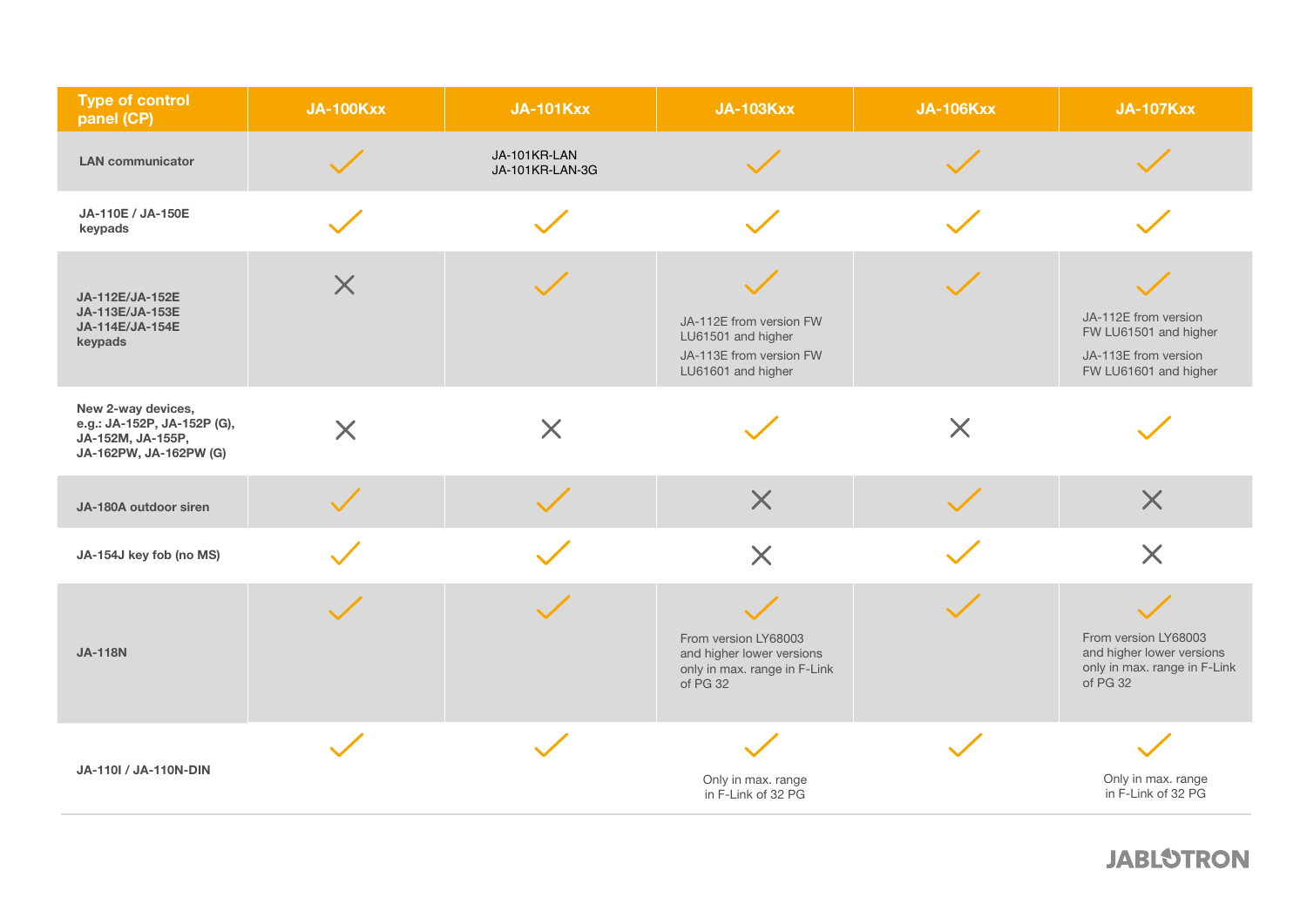| Type of control panel (CP) | JA-100Kxx | JA-101Kxx | JA-103Kxx | JA-106Kxx | JA-107Kxx |
|---|---|---|---|---|---|
| LAN communicator | ✓ | JA-101KR-LAN<br>JA-101KR-LAN-3G | ✓ | ✓ | ✓ |
| JA-110E / JA-150E keypads | ✓ | ✓ | ✓ | ✓ | ✓ |
| JA-112E/JA-152E<br>JA-113E/JA-153E<br>JA-114E/JA-154E<br>keypads | ✗ | ✓ | ✓<br>JA-112E from version FW LU61501 and higher<br>JA-113E from version FW LU61601 and higher | ✓ | ✓<br>JA-112E from version FW LU61501 and higher<br>JA-113E from version FW LU61601 and higher |
| New 2-way devices, e.g.: JA-152P, JA-152P (G), JA-152M, JA-155P, JA-162PW, JA-162PW (G) | ✗ | ✗ | ✓ | ✗ | ✓ |
| JA-180A outdoor siren | ✓ | ✓ | ✗ | ✓ | ✗ |
| JA-154J key fob (no MS) | ✓ | ✓ | ✗ | ✓ | ✗ |
| JA-118N | ✓ | ✓ | ✓<br>From version LY68003 and higher lower versions only in max. range in F-Link of PG 32 | ✓ | ✓<br>From version LY68003 and higher lower versions only in max. range in F-Link of PG 32 |
| JA-110I / JA-110N-DIN | ✓ | ✓ | ✓<br>Only in max. range in F-Link of 32 PG | ✓ | ✓<br>Only in max. range in F-Link of 32 PG |

JABLOTRON